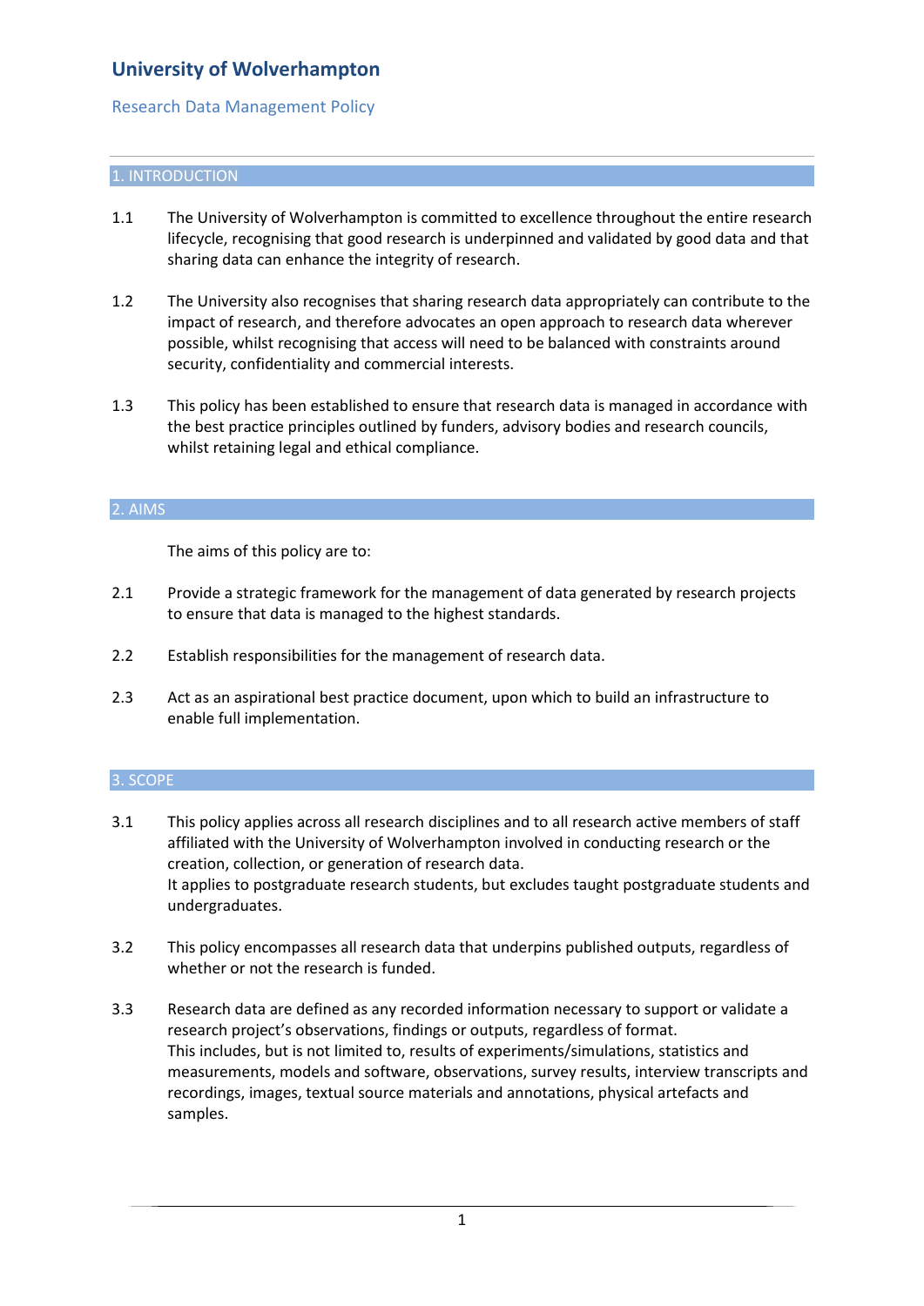# University of Wolverhampton

Research Data Management Policy

## 1. INTRODUCTION

1.1 The University of Wolverhampton is committed to excellence throughout the entire research lifecycle, recognising that good research is underpinned and validated by good data and that sharing data can enhance the integrity of research.

1.2 The University also recognises that sharing research data appropriately can contribute to the impact of research, and therefore advocates an open approach to research data wherever possible, whilst recognising that access will need to be balanced with constraints around security, confidentiality and commercial interests.

1.3 This policy has been established to ensure that research data is managed in accordance with the best practice principles outlined by funders, advisory bodies and research councils, whilst retaining legal and ethical compliance.

## 2. AIMS

The aims of this policy are to:

2.1 Provide a strategic framework for the management of data generated by research projects to ensure that data is managed to the highest standards.

2.2 Establish responsibilities for the management of research data.

2.3 Act as an aspirational best practice document, upon which to build an infrastructure to enable full implementation.

## 3. SCOPE

3.1 This policy applies across all research disciplines and to all research active members of staff affiliated with the University of Wolverhampton involved in conducting research or the creation, collection, or generation of research data.
It applies to postgraduate research students, but excludes taught postgraduate students and undergraduates.

3.2 This policy encompasses all research data that underpins published outputs, regardless of whether or not the research is funded.

3.3 Research data are defined as any recorded information necessary to support or validate a research project's observations, findings or outputs, regardless of format.
This includes, but is not limited to, results of experiments/simulations, statistics and measurements, models and software, observations, survey results, interview transcripts and recordings, images, textual source materials and annotations, physical artefacts and samples.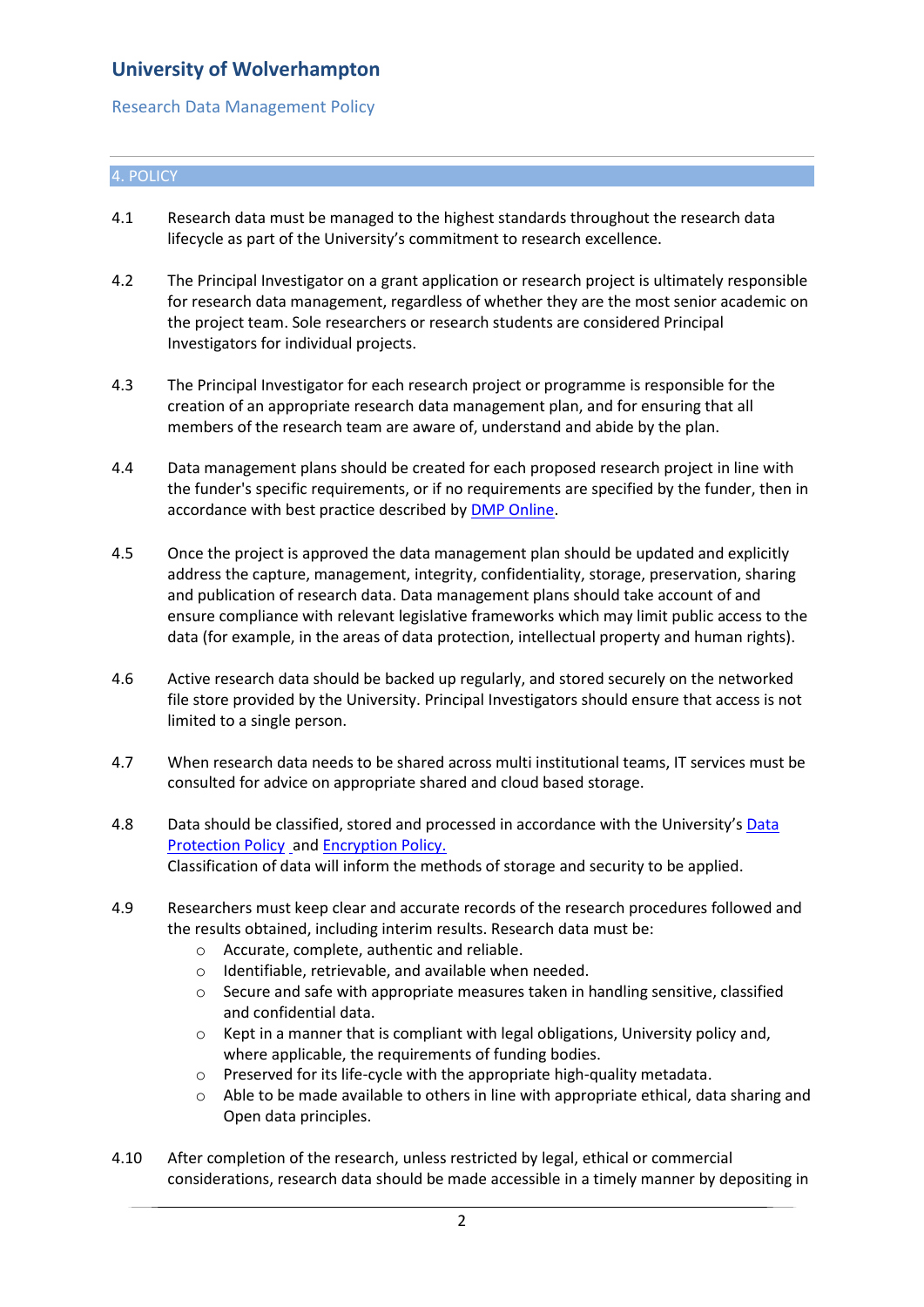## 4. POLICY

4.1 Research data must be managed to the highest standards throughout the research data lifecycle as part of the University's commitment to research excellence.

4.2 The Principal Investigator on a grant application or research project is ultimately responsible for research data management, regardless of whether they are the most senior academic on the project team. Sole researchers or research students are considered Principal Investigators for individual projects.

4.3 The Principal Investigator for each research project or programme is responsible for the creation of an appropriate research data management plan, and for ensuring that all members of the research team are aware of, understand and abide by the plan.

4.4 Data management plans should be created for each proposed research project in line with the funder's specific requirements, or if no requirements are specified by the funder, then in accordance with best practice described by DMP Online.

4.5 Once the project is approved the data management plan should be updated and explicitly address the capture, management, integrity, confidentiality, storage, preservation, sharing and publication of research data. Data management plans should take account of and ensure compliance with relevant legislative frameworks which may limit public access to the data (for example, in the areas of data protection, intellectual property and human rights).

4.6 Active research data should be backed up regularly, and stored securely on the networked file store provided by the University. Principal Investigators should ensure that access is not limited to a single person.

4.7 When research data needs to be shared across multi institutional teams, IT services must be consulted for advice on appropriate shared and cloud based storage.

4.8 Data should be classified, stored and processed in accordance with the University's Data Protection Policy and Encryption Policy.
Classification of data will inform the methods of storage and security to be applied.

4.9 Researchers must keep clear and accurate records of the research procedures followed and the results obtained, including interim results. Research data must be:

- Accurate, complete, authentic and reliable.
- Identifiable, retrievable, and available when needed.
- Secure and safe with appropriate measures taken in handling sensitive, classified and confidential data.
- Kept in a manner that is compliant with legal obligations, University policy and, where applicable, the requirements of funding bodies.
- Preserved for its life-cycle with the appropriate high-quality metadata.
- Able to be made available to others in line with appropriate ethical, data sharing and Open data principles.

4.10 After completion of the research, unless restricted by legal, ethical or commercial considerations, research data should be made accessible in a timely manner by depositing in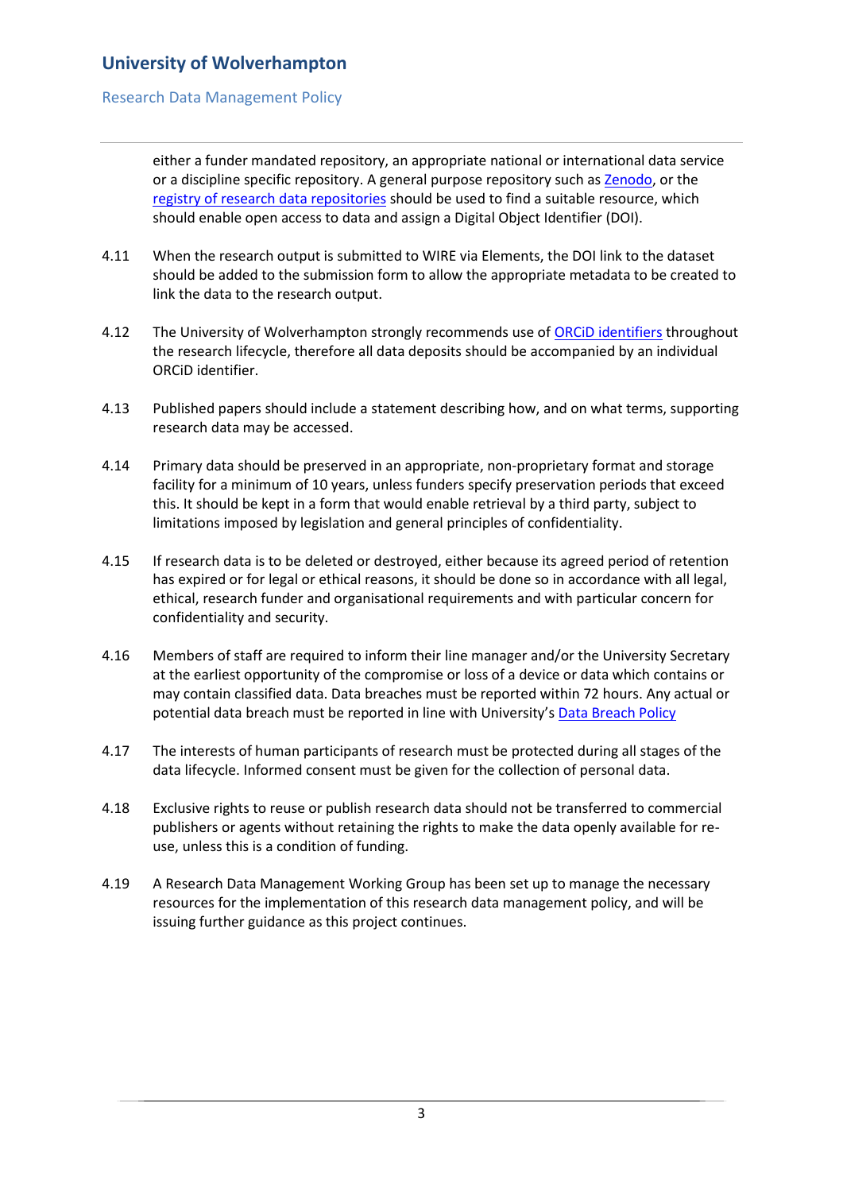either a funder mandated repository, an appropriate national or international data service or a discipline specific repository. A general purpose repository such as Zenodo, or the registry of research data repositories should be used to find a suitable resource, which should enable open access to data and assign a Digital Object Identifier (DOI).

4.11 When the research output is submitted to WIRE via Elements, the DOI link to the dataset should be added to the submission form to allow the appropriate metadata to be created to link the data to the research output.

4.12 The University of Wolverhampton strongly recommends use of ORCiD identifiers throughout the research lifecycle, therefore all data deposits should be accompanied by an individual ORCiD identifier.

4.13 Published papers should include a statement describing how, and on what terms, supporting research data may be accessed.

4.14 Primary data should be preserved in an appropriate, non-proprietary format and storage facility for a minimum of 10 years, unless funders specify preservation periods that exceed this. It should be kept in a form that would enable retrieval by a third party, subject to limitations imposed by legislation and general principles of confidentiality.

4.15 If research data is to be deleted or destroyed, either because its agreed period of retention has expired or for legal or ethical reasons, it should be done so in accordance with all legal, ethical, research funder and organisational requirements and with particular concern for confidentiality and security.

4.16 Members of staff are required to inform their line manager and/or the University Secretary at the earliest opportunity of the compromise or loss of a device or data which contains or may contain classified data. Data breaches must be reported within 72 hours. Any actual or potential data breach must be reported in line with University's Data Breach Policy

4.17 The interests of human participants of research must be protected during all stages of the data lifecycle. Informed consent must be given for the collection of personal data.

4.18 Exclusive rights to reuse or publish research data should not be transferred to commercial publishers or agents without retaining the rights to make the data openly available for re-use, unless this is a condition of funding.

4.19 A Research Data Management Working Group has been set up to manage the necessary resources for the implementation of this research data management policy, and will be issuing further guidance as this project continues.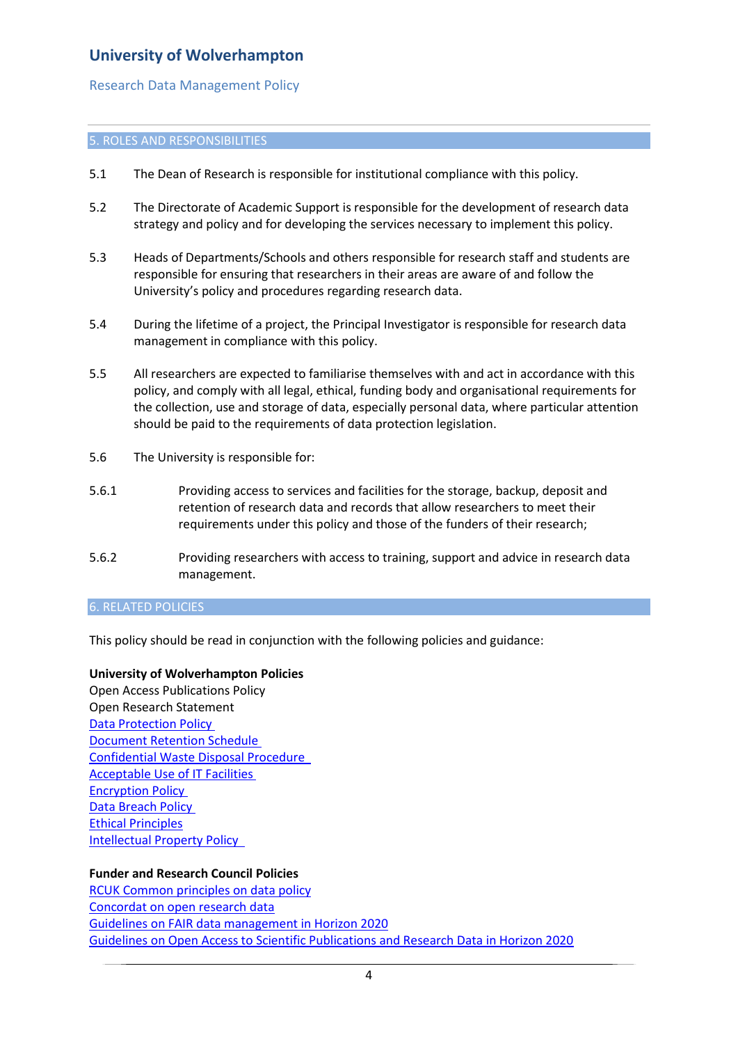## 5. ROLES AND RESPONSIBILITIES

5.1 The Dean of Research is responsible for institutional compliance with this policy.

5.2 The Directorate of Academic Support is responsible for the development of research data strategy and policy and for developing the services necessary to implement this policy.

5.3 Heads of Departments/Schools and others responsible for research staff and students are responsible for ensuring that researchers in their areas are aware of and follow the University's policy and procedures regarding research data.

5.4 During the lifetime of a project, the Principal Investigator is responsible for research data management in compliance with this policy.

5.5 All researchers are expected to familiarise themselves with and act in accordance with this policy, and comply with all legal, ethical, funding body and organisational requirements for the collection, use and storage of data, especially personal data, where particular attention should be paid to the requirements of data protection legislation.

5.6 The University is responsible for:

5.6.1 Providing access to services and facilities for the storage, backup, deposit and retention of research data and records that allow researchers to meet their requirements under this policy and those of the funders of their research;

5.6.2 Providing researchers with access to training, support and advice in research data management.

## 6. RELATED POLICIES

This policy should be read in conjunction with the following policies and guidance:

**University of Wolverhampton Policies**

Open Access Publications Policy
Open Research Statement
Data Protection Policy
Document Retention Schedule
Confidential Waste Disposal Procedure
Acceptable Use of IT Facilities
Encryption Policy
Data Breach Policy
Ethical Principles
Intellectual Property Policy

**Funder and Research Council Policies**

RCUK Common principles on data policy
Concordat on open research data
Guidelines on FAIR data management in Horizon 2020
Guidelines on Open Access to Scientific Publications and Research Data in Horizon 2020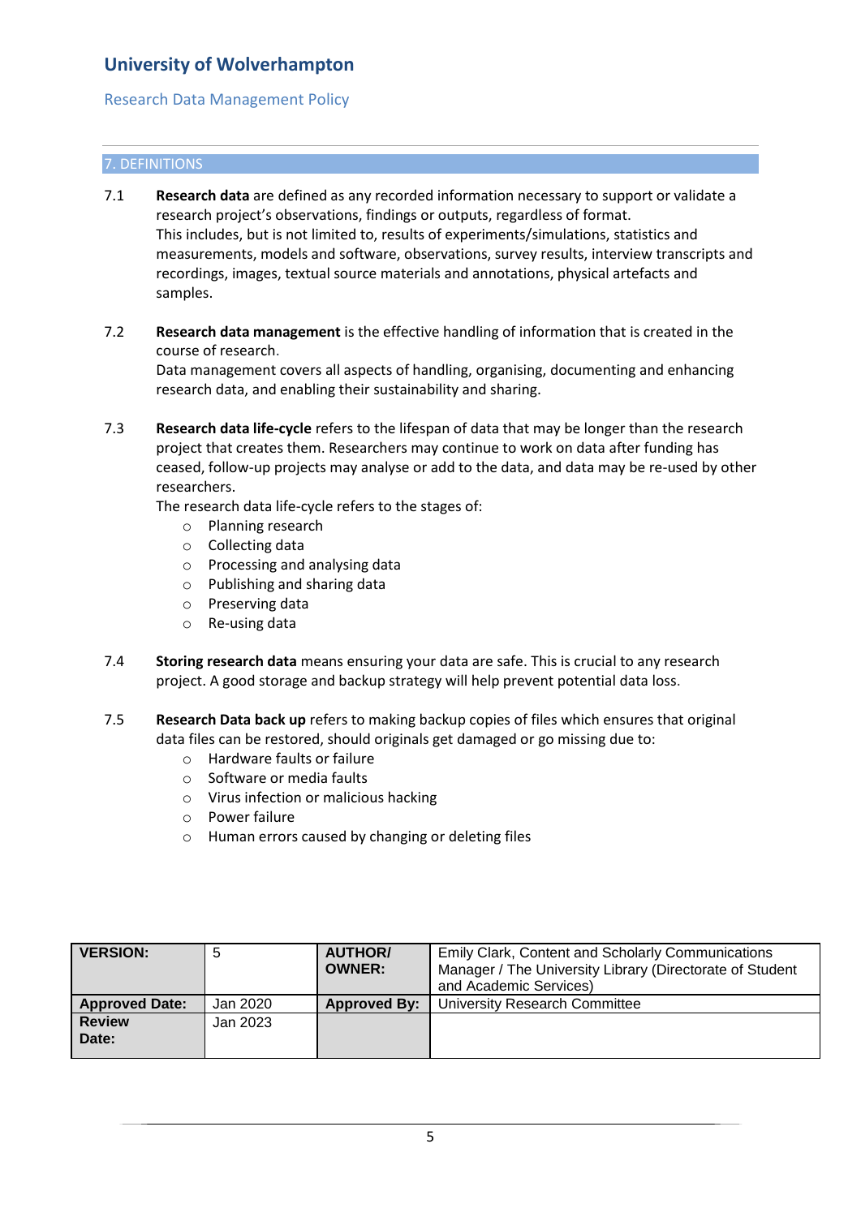## 7. DEFINITIONS

7.1 **Research data** are defined as any recorded information necessary to support or validate a research project's observations, findings or outputs, regardless of format.
This includes, but is not limited to, results of experiments/simulations, statistics and measurements, models and software, observations, survey results, interview transcripts and recordings, images, textual source materials and annotations, physical artefacts and samples.

7.2 **Research data management** is the effective handling of information that is created in the course of research.
Data management covers all aspects of handling, organising, documenting and enhancing research data, and enabling their sustainability and sharing.

7.3 **Research data life-cycle** refers to the lifespan of data that may be longer than the research project that creates them. Researchers may continue to work on data after funding has ceased, follow-up projects may analyse or add to the data, and data may be re-used by other researchers.
The research data life-cycle refers to the stages of:

- Planning research
- Collecting data
- Processing and analysing data
- Publishing and sharing data
- Preserving data
- Re-using data

7.4 **Storing research data** means ensuring your data are safe. This is crucial to any research project. A good storage and backup strategy will help prevent potential data loss.

7.5 **Research Data back up** refers to making backup copies of files which ensures that original data files can be restored, should originals get damaged or go missing due to:

- Hardware faults or failure
- Software or media faults
- Virus infection or malicious hacking
- Power failure
- Human errors caused by changing or deleting files

| | | | |
|---|---|---|---|
| **VERSION:** | 5 | **AUTHOR/ OWNER:** | Emily Clark, Content and Scholarly Communications Manager / The University Library (Directorate of Student and Academic Services) |
| **Approved Date:** | Jan 2020 | **Approved By:** | University Research Committee |
| **Review Date:** | Jan 2023 | | |